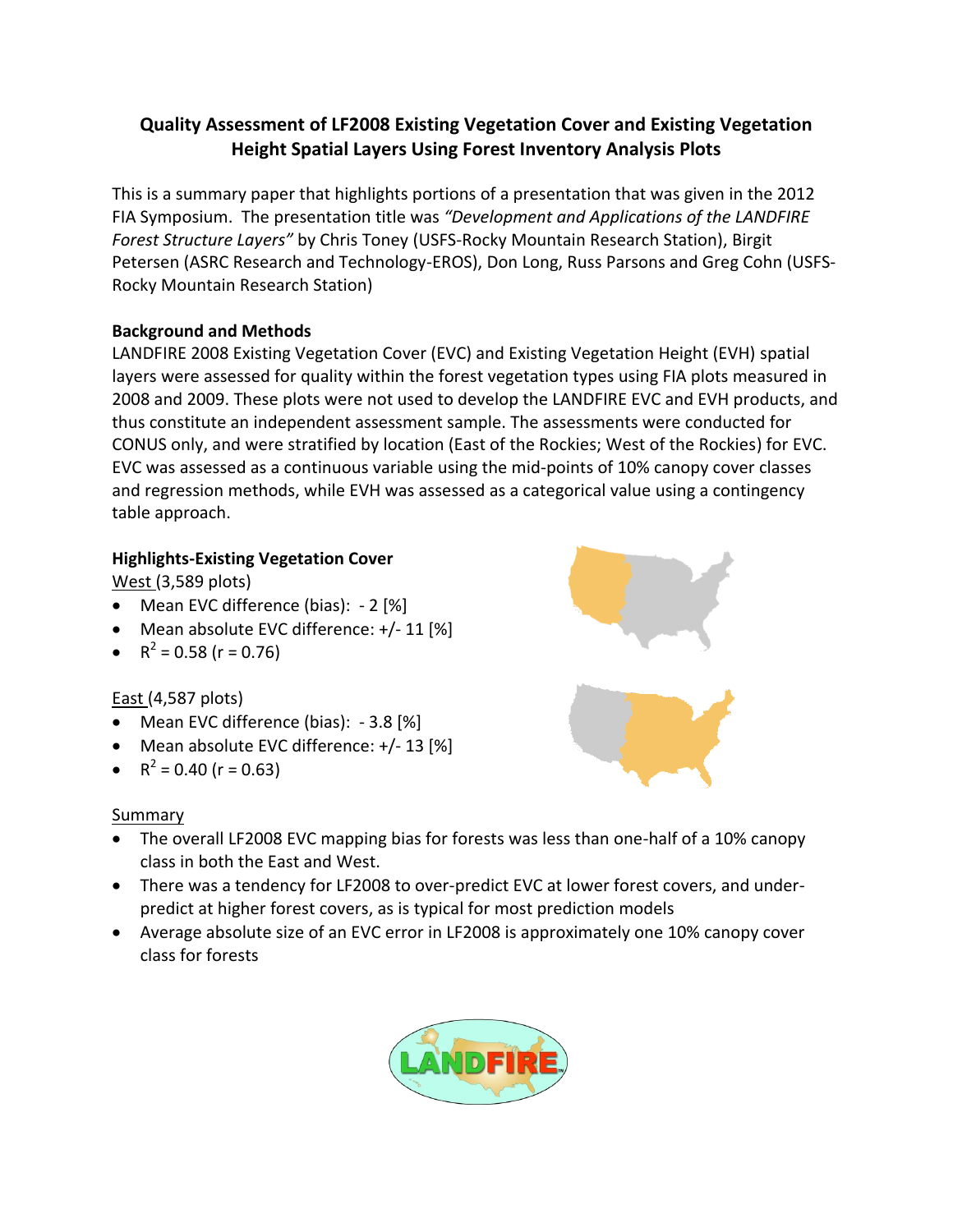# Quality Assessment of LF2008 Existing Vegetation Cover and Existing Vegetation Height Spatial Layers Using Forest Inventory Analysis Plots

This is a summary paper that highlights portions of a presentation that was given in the 2012 FIA Symposium. The presentation title was *"Development and Applications of the LANDFIRE Forest Structure Layers"* by Chris Toney (USFS-Rocky Mountain Research Station), Birgit Petersen (ASRC Research and Technology-EROS), Don Long, Russ Parsons and Greg Cohn (USFS-Rocky Mountain Research Station)

## Background and Methods

LANDFIRE 2008 Existing Vegetation Cover (EVC) and Existing Vegetation Height (EVH) spatial layers were assessed for quality within the forest vegetation types using FIA plots measured in 2008 and 2009. These plots were not used to develop the LANDFIRE EVC and EVH products, and thus constitute an independent assessment sample. The assessments were conducted for CONUS only, and were stratified by location (East of the Rockies; West of the Rockies) for EVC. EVC was assessed as a continuous variable using the mid-points of 10% canopy cover classes and regression methods, while EVH was assessed as a categorical value using a contingency table approach.

## Highlights-Existing Vegetation Cover

West (3,589 plots)

- Mean EVC difference (bias): - 2 [%]
- Mean absolute EVC difference: +/- 11 [%]
- $R^2$ = 0.58 (r = 0.76)

East (4,587 plots)

- Mean EVC difference (bias): - 3.8 [%]
- Mean absolute EVC difference: +/- 13 [%]
- $R^2$ = 0.40 (r = 0.63)

Summary

- The overall LF2008 EVC mapping bias for forests was less than one-half of a 10% canopy class in both the East and West.
- There was a tendency for LF2008 to over-predict EVC at lower forest covers, and under-predict at higher forest covers, as is typical for most prediction models
- Average absolute size of an EVC error in LF2008 is approximately one 10% canopy cover class for forests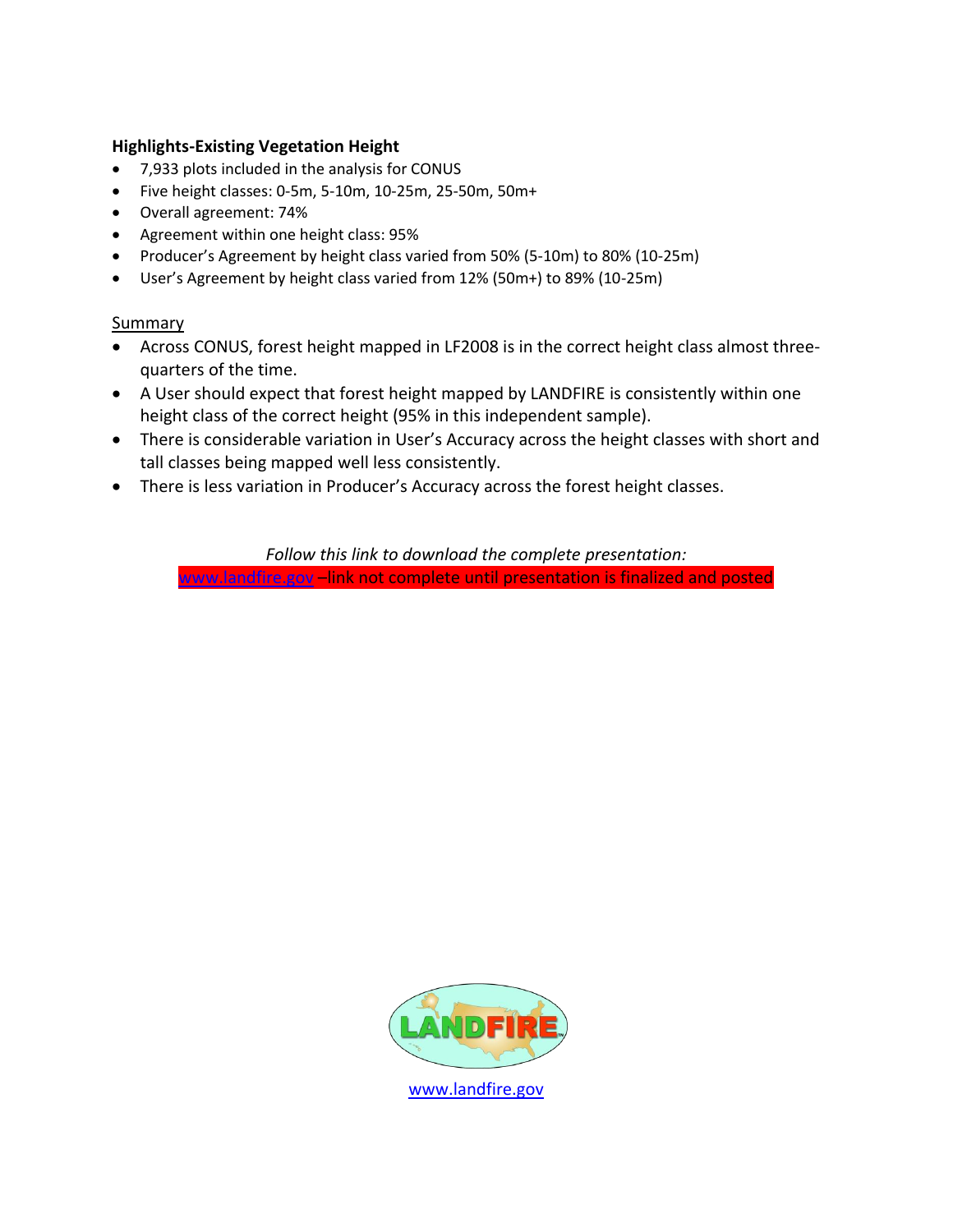**Highlights-Existing Vegetation Height**

- 7,933 plots included in the analysis for CONUS
- Five height classes: 0-5m, 5-10m, 10-25m, 25-50m, 50m+
- Overall agreement: 74%
- Agreement within one height class: 95%
- Producer's Agreement by height class varied from 50% (5-10m) to 80% (10-25m)
- User's Agreement by height class varied from 12% (50m+) to 89% (10-25m)

<u>Summary</u>

- Across CONUS, forest height mapped in LF2008 is in the correct height class almost three-quarters of the time.
- A User should expect that forest height mapped by LANDFIRE is consistently within one height class of the correct height (95% in this independent sample).
- There is considerable variation in User's Accuracy across the height classes with short and tall classes being mapped well less consistently.
- There is less variation in Producer's Accuracy across the forest height classes.

*Follow this link to download the complete presentation:*

www.landfire.gov –link not complete until presentation is finalized and posted

LANDFIRE

www.landfire.gov